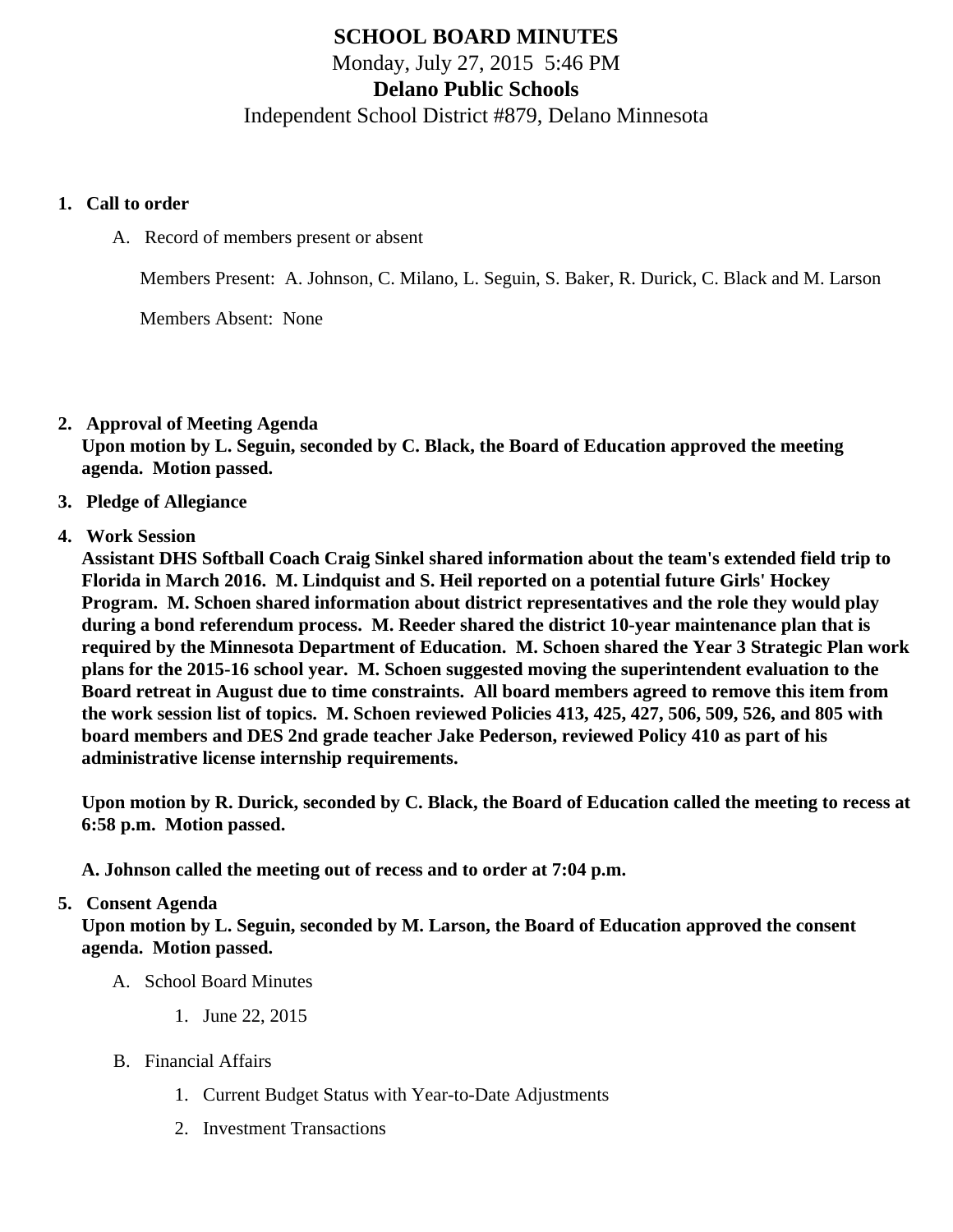# SCHOOL BOARD MINUTES

Monday, July 27, 2015 5:46 PM

**Delano Public Schools**

Independent School District #879, Delano Minnesota

1. **Call to order**

   A. Record of members present or absent

      Members Present: A. Johnson, C. Milano, L. Seguin, S. Baker, R. Durick, C. Black and M. Larson

      Members Absent: None

2. **Approval of Meeting Agenda**
   **Upon motion by L. Seguin, seconded by C. Black, the Board of Education approved the meeting agenda. Motion passed.**

3. **Pledge of Allegiance**

4. **Work Session**
   **Assistant DHS Softball Coach Craig Sinkel shared information about the team's extended field trip to Florida in March 2016. M. Lindquist and S. Heil reported on a potential future Girls' Hockey Program. M. Schoen shared information about district representatives and the role they would play during a bond referendum process. M. Reeder shared the district 10-year maintenance plan that is required by the Minnesota Department of Education. M. Schoen shared the Year 3 Strategic Plan work plans for the 2015-16 school year. M. Schoen suggested moving the superintendent evaluation to the Board retreat in August due to time constraints. All board members agreed to remove this item from the work session list of topics. M. Schoen reviewed Policies 413, 425, 427, 506, 509, 526, and 805 with board members and DES 2nd grade teacher Jake Pederson, reviewed Policy 410 as part of his administrative license internship requirements.**

   **Upon motion by R. Durick, seconded by C. Black, the Board of Education called the meeting to recess at 6:58 p.m. Motion passed.**

   **A. Johnson called the meeting out of recess and to order at 7:04 p.m.**

5. **Consent Agenda**
   **Upon motion by L. Seguin, seconded by M. Larson, the Board of Education approved the consent agenda. Motion passed.**

   A. School Board Minutes

      1. June 22, 2015

   B. Financial Affairs

      1. Current Budget Status with Year-to-Date Adjustments
      2. Investment Transactions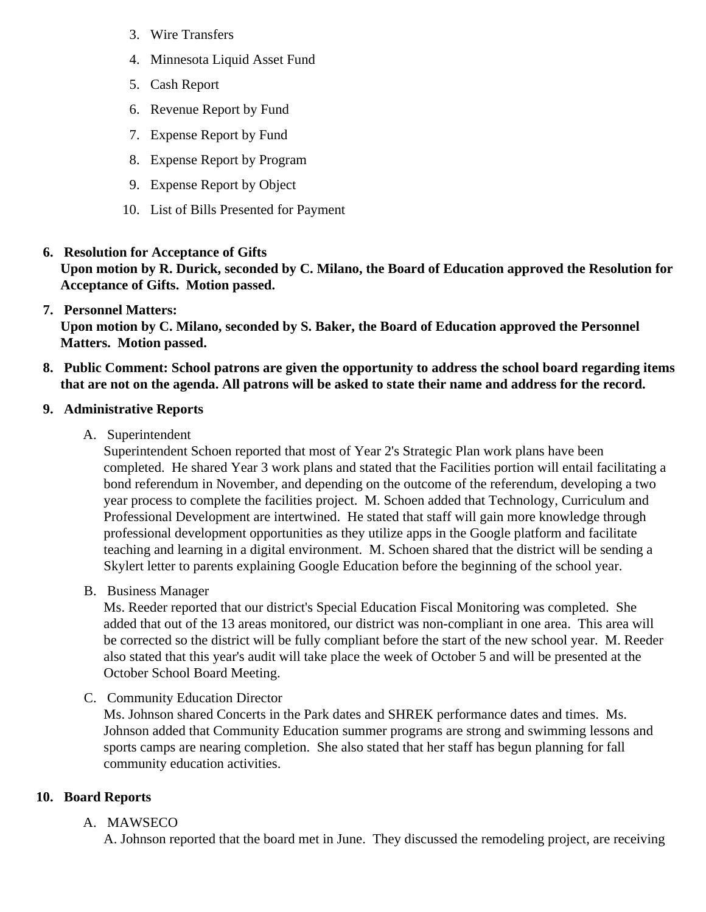3. Wire Transfers
4. Minnesota Liquid Asset Fund
5. Cash Report
6. Revenue Report by Fund
7. Expense Report by Fund
8. Expense Report by Program
9. Expense Report by Object
10. List of Bills Presented for Payment

6. **Resolution for Acceptance of Gifts**
   **Upon motion by R. Durick, seconded by C. Milano, the Board of Education approved the Resolution for Acceptance of Gifts. Motion passed.**

7. **Personnel Matters:**
   **Upon motion by C. Milano, seconded by S. Baker, the Board of Education approved the Personnel Matters. Motion passed.**

8. **Public Comment: School patrons are given the opportunity to address the school board regarding items that are not on the agenda. All patrons will be asked to state their name and address for the record.**

9. **Administrative Reports**

   A. Superintendent
   Superintendent Schoen reported that most of Year 2's Strategic Plan work plans have been completed. He shared Year 3 work plans and stated that the Facilities portion will entail facilitating a bond referendum in November, and depending on the outcome of the referendum, developing a two year process to complete the facilities project. M. Schoen added that Technology, Curriculum and Professional Development are intertwined. He stated that staff will gain more knowledge through professional development opportunities as they utilize apps in the Google platform and facilitate teaching and learning in a digital environment. M. Schoen shared that the district will be sending a Skylert letter to parents explaining Google Education before the beginning of the school year.

   B. Business Manager
   Ms. Reeder reported that our district's Special Education Fiscal Monitoring was completed. She added that out of the 13 areas monitored, our district was non-compliant in one area. This area will be corrected so the district will be fully compliant before the start of the new school year. M. Reeder also stated that this year's audit will take place the week of October 5 and will be presented at the October School Board Meeting.

   C. Community Education Director
   Ms. Johnson shared Concerts in the Park dates and SHREK performance dates and times. Ms. Johnson added that Community Education summer programs are strong and swimming lessons and sports camps are nearing completion. She also stated that her staff has begun planning for fall community education activities.

10. **Board Reports**

    A. MAWSECO
    A. Johnson reported that the board met in June. They discussed the remodeling project, are receiving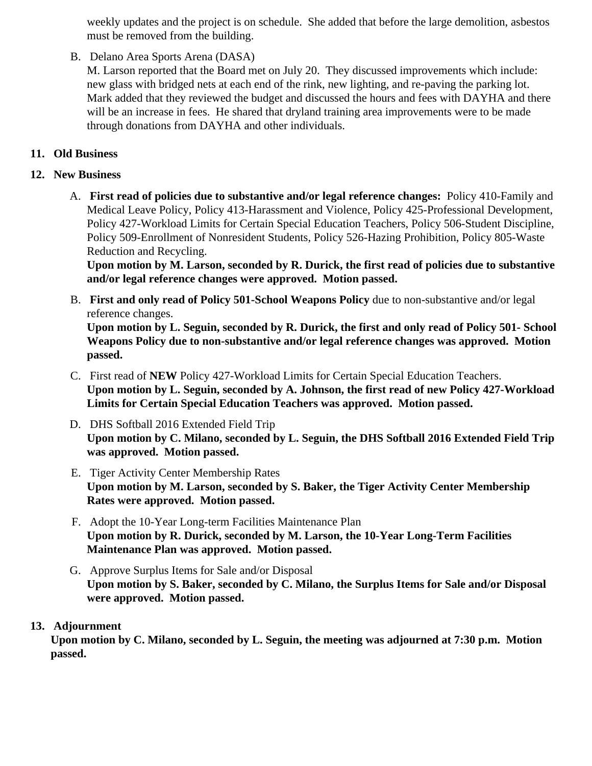weekly updates and the project is on schedule. She added that before the large demolition, asbestos must be removed from the building.

B. Delano Area Sports Arena (DASA)
M. Larson reported that the Board met on July 20. They discussed improvements which include: new glass with bridged nets at each end of the rink, new lighting, and re-paving the parking lot. Mark added that they reviewed the budget and discussed the hours and fees with DAYHA and there will be an increase in fees. He shared that dryland training area improvements were to be made through donations from DAYHA and other individuals.

**11. Old Business**

**12. New Business**

A. **First read of policies due to substantive and/or legal reference changes:** Policy 410-Family and Medical Leave Policy, Policy 413-Harassment and Violence, Policy 425-Professional Development, Policy 427-Workload Limits for Certain Special Education Teachers, Policy 506-Student Discipline, Policy 509-Enrollment of Nonresident Students, Policy 526-Hazing Prohibition, Policy 805-Waste Reduction and Recycling.
**Upon motion by M. Larson, seconded by R. Durick, the first read of policies due to substantive and/or legal reference changes were approved. Motion passed.**

B. **First and only read of Policy 501-School Weapons Policy** due to non-substantive and/or legal reference changes.
**Upon motion by L. Seguin, seconded by R. Durick, the first and only read of Policy 501- School Weapons Policy due to non-substantive and/or legal reference changes was approved. Motion passed.**

C. First read of **NEW** Policy 427-Workload Limits for Certain Special Education Teachers.
**Upon motion by L. Seguin, seconded by A. Johnson, the first read of new Policy 427-Workload Limits for Certain Special Education Teachers was approved. Motion passed.**

D. DHS Softball 2016 Extended Field Trip
**Upon motion by C. Milano, seconded by L. Seguin, the DHS Softball 2016 Extended Field Trip was approved. Motion passed.**

E. Tiger Activity Center Membership Rates
**Upon motion by M. Larson, seconded by S. Baker, the Tiger Activity Center Membership Rates were approved. Motion passed.**

F. Adopt the 10-Year Long-term Facilities Maintenance Plan
**Upon motion by R. Durick, seconded by M. Larson, the 10-Year Long-Term Facilities Maintenance Plan was approved. Motion passed.**

G. Approve Surplus Items for Sale and/or Disposal
**Upon motion by S. Baker, seconded by C. Milano, the Surplus Items for Sale and/or Disposal were approved. Motion passed.**

**13. Adjournment**

**Upon motion by C. Milano, seconded by L. Seguin, the meeting was adjourned at 7:30 p.m. Motion passed.**